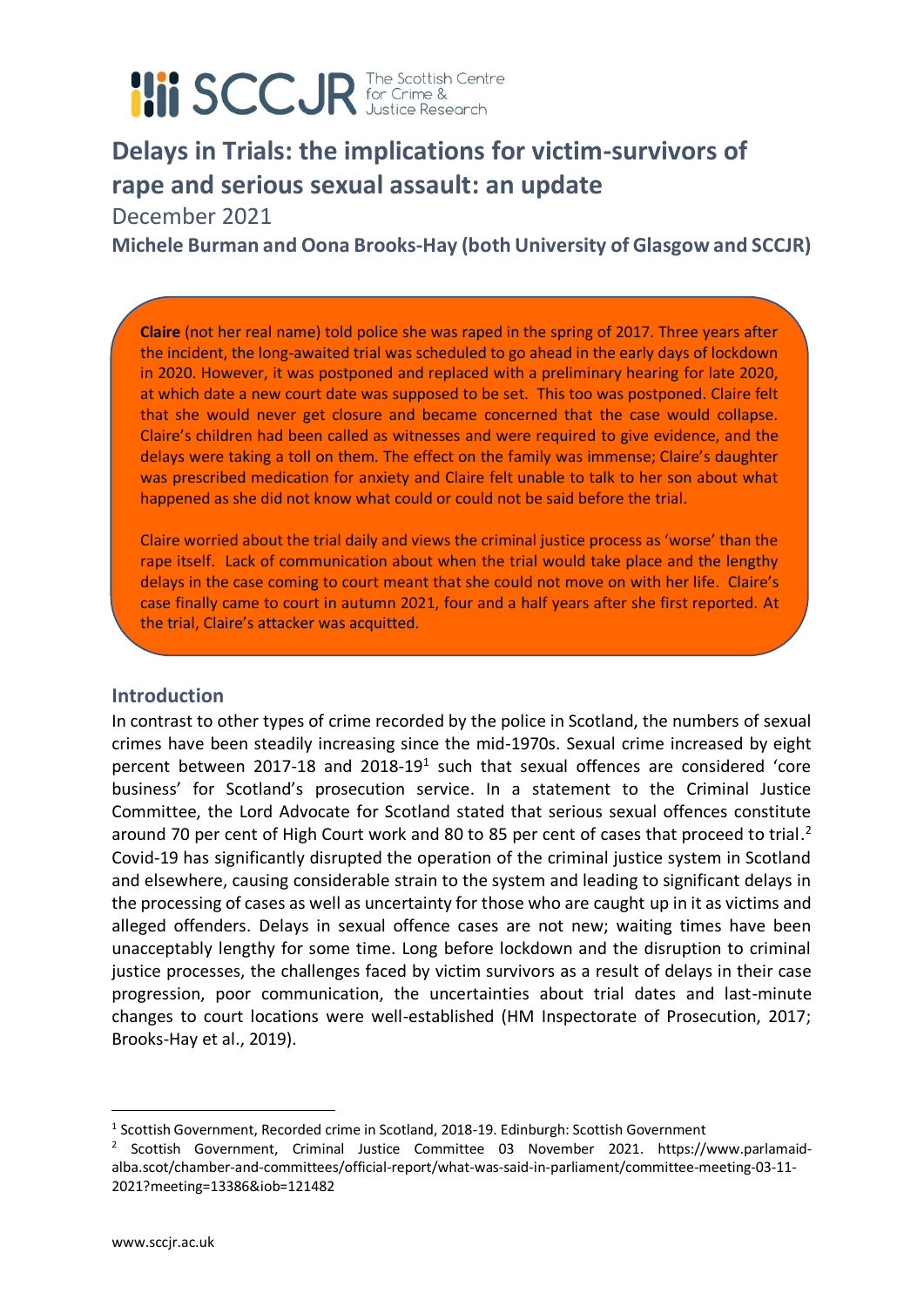SCCJR The Scottish Centre for Crime & Justice Research

# Delays in Trials: the implications for victim-survivors of rape and serious sexual assault: an update

December 2021

**Michele Burman and Oona Brooks-Hay (both University of Glasgow and SCCJR)**

> **Claire** (not her real name) told police she was raped in the spring of 2017. Three years after the incident, the long-awaited trial was scheduled to go ahead in the early days of lockdown in 2020. However, it was postponed and replaced with a preliminary hearing for late 2020, at which date a new court date was supposed to be set. This too was postponed. Claire felt that she would never get closure and became concerned that the case would collapse. Claire's children had been called as witnesses and were required to give evidence, and the delays were taking a toll on them. The effect on the family was immense; Claire's daughter was prescribed medication for anxiety and Claire felt unable to talk to her son about what happened as she did not know what could or could not be said before the trial.
>
> Claire worried about the trial daily and views the criminal justice process as 'worse' than the rape itself. Lack of communication about when the trial would take place and the lengthy delays in the case coming to court meant that she could not move on with her life. Claire's case finally came to court in autumn 2021, four and a half years after she first reported. At the trial, Claire's attacker was acquitted.

## Introduction

In contrast to other types of crime recorded by the police in Scotland, the numbers of sexual crimes have been steadily increasing since the mid-1970s. Sexual crime increased by eight percent between 2017-18 and 2018-19[1] such that sexual offences are considered 'core business' for Scotland's prosecution service. In a statement to the Criminal Justice Committee, the Lord Advocate for Scotland stated that serious sexual offences constitute around 70 per cent of High Court work and 80 to 85 per cent of cases that proceed to trial.[2] Covid-19 has significantly disrupted the operation of the criminal justice system in Scotland and elsewhere, causing considerable strain to the system and leading to significant delays in the processing of cases as well as uncertainty for those who are caught up in it as victims and alleged offenders. Delays in sexual offence cases are not new; waiting times have been unacceptably lengthy for some time. Long before lockdown and the disruption to criminal justice processes, the challenges faced by victim survivors as a result of delays in their case progression, poor communication, the uncertainties about trial dates and last-minute changes to court locations were well-established (HM Inspectorate of Prosecution, 2017; Brooks-Hay et al., 2019).

---

[1] Scottish Government, Recorded crime in Scotland, 2018-19. Edinburgh: Scottish Government

[2] Scottish Government, Criminal Justice Committee 03 November 2021. https://www.parlamaid-alba.scot/chamber-and-committees/official-report/what-was-said-in-parliament/committee-meeting-03-11-2021?meeting=13386&iob=121482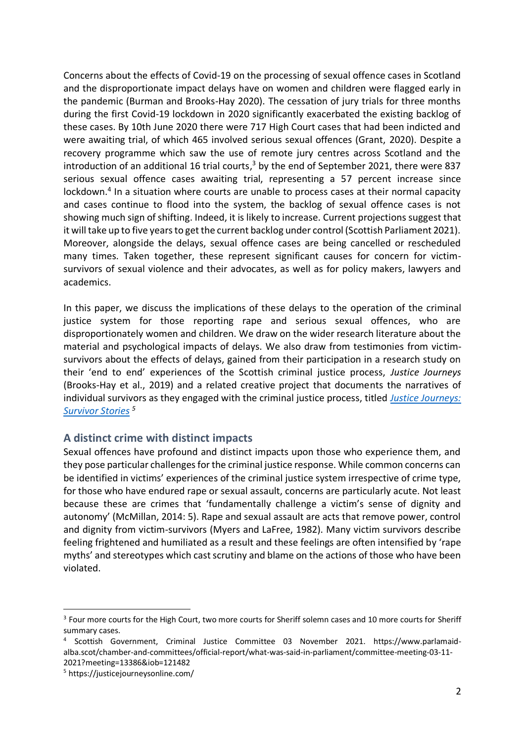Concerns about the effects of Covid-19 on the processing of sexual offence cases in Scotland and the disproportionate impact delays have on women and children were flagged early in the pandemic (Burman and Brooks-Hay 2020). The cessation of jury trials for three months during the first Covid-19 lockdown in 2020 significantly exacerbated the existing backlog of these cases. By 10th June 2020 there were 717 High Court cases that had been indicted and were awaiting trial, of which 465 involved serious sexual offences (Grant, 2020). Despite a recovery programme which saw the use of remote jury centres across Scotland and the introduction of an additional 16 trial courts,[3] by the end of September 2021, there were 837 serious sexual offence cases awaiting trial, representing a 57 percent increase since lockdown.[4] In a situation where courts are unable to process cases at their normal capacity and cases continue to flood into the system, the backlog of sexual offence cases is not showing much sign of shifting. Indeed, it is likely to increase. Current projections suggest that it will take up to five years to get the current backlog under control (Scottish Parliament 2021). Moreover, alongside the delays, sexual offence cases are being cancelled or rescheduled many times. Taken together, these represent significant causes for concern for victim-survivors of sexual violence and their advocates, as well as for policy makers, lawyers and academics.

In this paper, we discuss the implications of these delays to the operation of the criminal justice system for those reporting rape and serious sexual offences, who are disproportionately women and children. We draw on the wider research literature about the material and psychological impacts of delays. We also draw from testimonies from victim-survivors about the effects of delays, gained from their participation in a research study on their 'end to end' experiences of the Scottish criminal justice process, *Justice Journeys* (Brooks-Hay et al., 2019) and a related creative project that documents the narratives of individual survivors as they engaged with the criminal justice process, titled [*Justice Journeys: Survivor Stories*](https://justicejourneysonline.com/) [5]

## A distinct crime with distinct impacts

Sexual offences have profound and distinct impacts upon those who experience them, and they pose particular challenges for the criminal justice response. While common concerns can be identified in victims' experiences of the criminal justice system irrespective of crime type, for those who have endured rape or sexual assault, concerns are particularly acute. Not least because these are crimes that 'fundamentally challenge a victim's sense of dignity and autonomy' (McMillan, 2014: 5). Rape and sexual assault are acts that remove power, control and dignity from victim-survivors (Myers and LaFree, 1982). Many victim survivors describe feeling frightened and humiliated as a result and these feelings are often intensified by 'rape myths' and stereotypes which cast scrutiny and blame on the actions of those who have been violated.

---

[3] Four more courts for the High Court, two more courts for Sheriff solemn cases and 10 more courts for Sheriff summary cases.

[4] Scottish Government, Criminal Justice Committee 03 November 2021. https://www.parlamaid-alba.scot/chamber-and-committees/official-report/what-was-said-in-parliament/committee-meeting-03-11-2021?meeting=13386&iob=121482

[5] https://justicejourneysonline.com/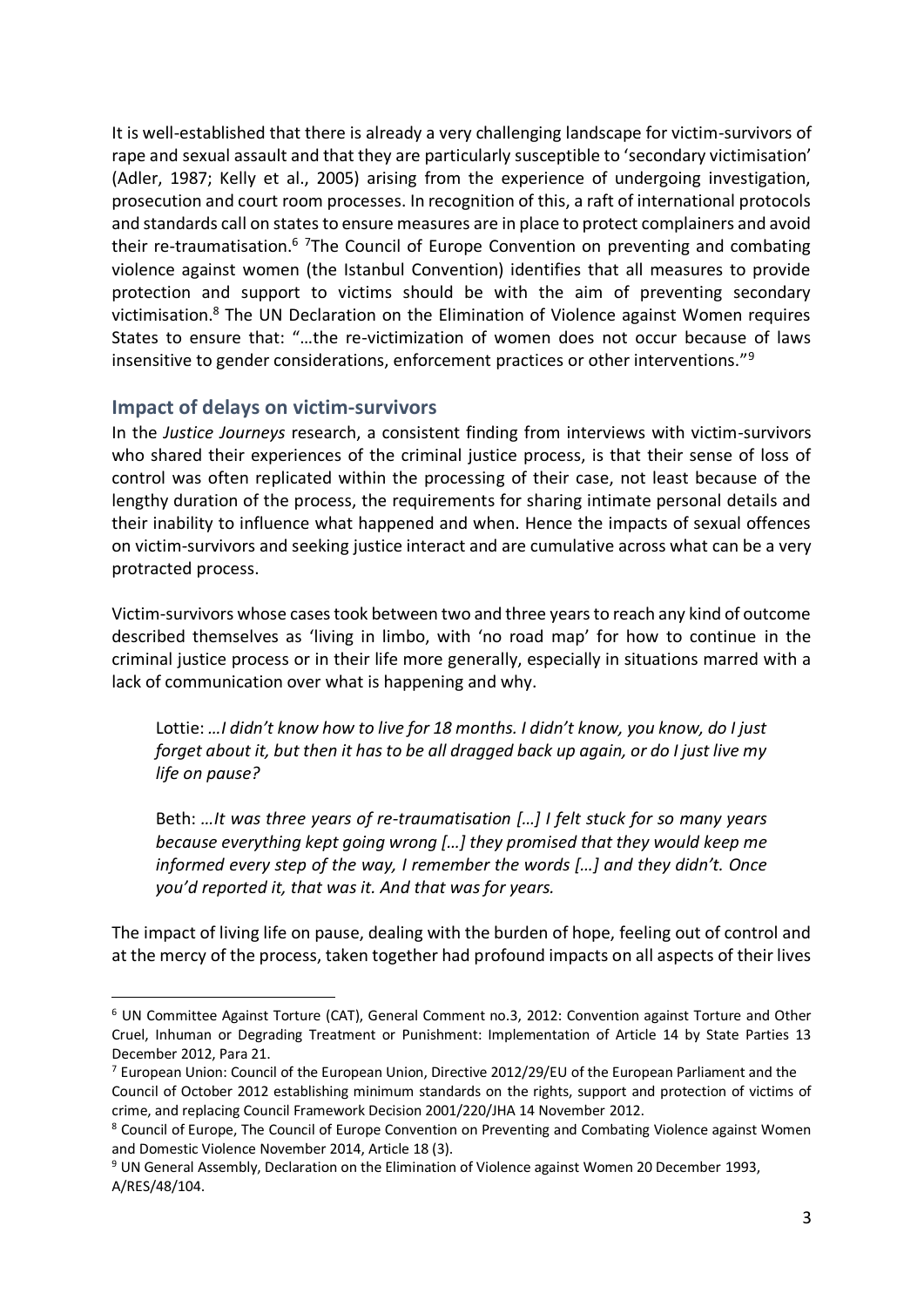It is well-established that there is already a very challenging landscape for victim-survivors of rape and sexual assault and that they are particularly susceptible to 'secondary victimisation' (Adler, 1987; Kelly et al., 2005) arising from the experience of undergoing investigation, prosecution and court room processes. In recognition of this, a raft of international protocols and standards call on states to ensure measures are in place to protect complainers and avoid their re-traumatisation.[6] [7]The Council of Europe Convention on preventing and combating violence against women (the Istanbul Convention) identifies that all measures to provide protection and support to victims should be with the aim of preventing secondary victimisation.[8] The UN Declaration on the Elimination of Violence against Women requires States to ensure that: "…the re-victimization of women does not occur because of laws insensitive to gender considerations, enforcement practices or other interventions."[9]

## Impact of delays on victim-survivors

In the *Justice Journeys* research, a consistent finding from interviews with victim-survivors who shared their experiences of the criminal justice process, is that their sense of loss of control was often replicated within the processing of their case, not least because of the lengthy duration of the process, the requirements for sharing intimate personal details and their inability to influence what happened and when. Hence the impacts of sexual offences on victim-survivors and seeking justice interact and are cumulative across what can be a very protracted process.

Victim-survivors whose cases took between two and three years to reach any kind of outcome described themselves as 'living in limbo, with 'no road map' for how to continue in the criminal justice process or in their life more generally, especially in situations marred with a lack of communication over what is happening and why.

> Lottie: *…I didn't know how to live for 18 months. I didn't know, you know, do I just forget about it, but then it has to be all dragged back up again, or do I just live my life on pause?*
>
> Beth: *…It was three years of re-traumatisation […] I felt stuck for so many years because everything kept going wrong […] they promised that they would keep me informed every step of the way, I remember the words […] and they didn't. Once you'd reported it, that was it. And that was for years.*

The impact of living life on pause, dealing with the burden of hope, feeling out of control and at the mercy of the process, taken together had profound impacts on all aspects of their lives

---

[6] UN Committee Against Torture (CAT), General Comment no.3, 2012: Convention against Torture and Other Cruel, Inhuman or Degrading Treatment or Punishment: Implementation of Article 14 by State Parties 13 December 2012, Para 21.

[7] European Union: Council of the European Union, Directive 2012/29/EU of the European Parliament and the Council of October 2012 establishing minimum standards on the rights, support and protection of victims of crime, and replacing Council Framework Decision 2001/220/JHA 14 November 2012.

[8] Council of Europe, The Council of Europe Convention on Preventing and Combating Violence against Women and Domestic Violence November 2014, Article 18 (3).

[9] UN General Assembly, Declaration on the Elimination of Violence against Women 20 December 1993, A/RES/48/104.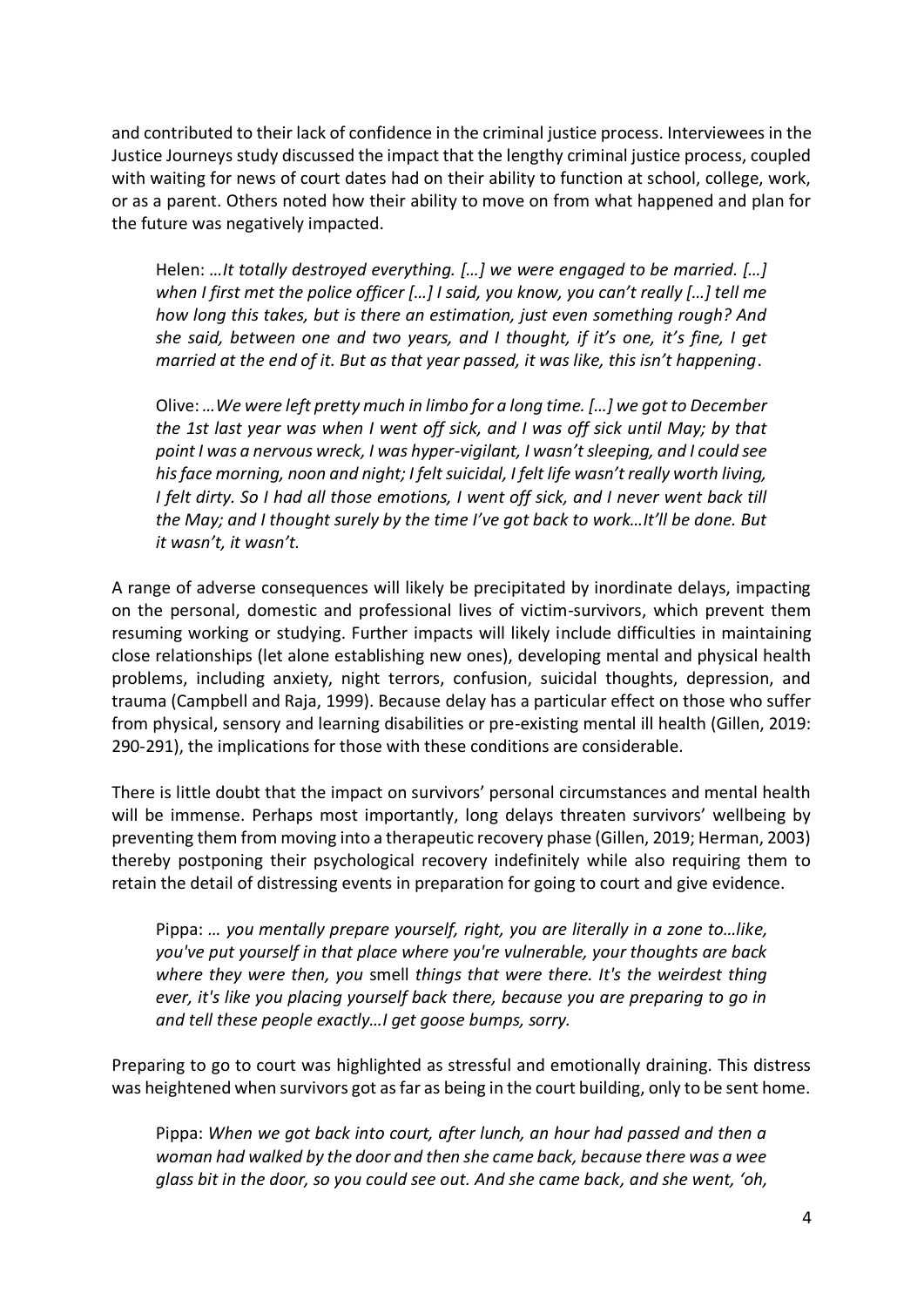and contributed to their lack of confidence in the criminal justice process. Interviewees in the Justice Journeys study discussed the impact that the lengthy criminal justice process, coupled with waiting for news of court dates had on their ability to function at school, college, work, or as a parent. Others noted how their ability to move on from what happened and plan for the future was negatively impacted.

> Helen: *…It totally destroyed everything. […] we were engaged to be married. […] when I first met the police officer […] I said, you know, you can't really […] tell me how long this takes, but is there an estimation, just even something rough? And she said, between one and two years, and I thought, if it's one, it's fine, I get married at the end of it. But as that year passed, it was like, this isn't happening*.

> Olive: *…We were left pretty much in limbo for a long time. […] we got to December the 1st last year was when I went off sick, and I was off sick until May; by that point I was a nervous wreck, I was hyper-vigilant, I wasn't sleeping, and I could see his face morning, noon and night; I felt suicidal, I felt life wasn't really worth living, I felt dirty. So I had all those emotions, I went off sick, and I never went back till the May; and I thought surely by the time I've got back to work…It'll be done. But it wasn't, it wasn't.*

A range of adverse consequences will likely be precipitated by inordinate delays, impacting on the personal, domestic and professional lives of victim-survivors, which prevent them resuming working or studying. Further impacts will likely include difficulties in maintaining close relationships (let alone establishing new ones), developing mental and physical health problems, including anxiety, night terrors, confusion, suicidal thoughts, depression, and trauma (Campbell and Raja, 1999). Because delay has a particular effect on those who suffer from physical, sensory and learning disabilities or pre-existing mental ill health (Gillen, 2019: 290-291), the implications for those with these conditions are considerable.

There is little doubt that the impact on survivors' personal circumstances and mental health will be immense. Perhaps most importantly, long delays threaten survivors' wellbeing by preventing them from moving into a therapeutic recovery phase (Gillen, 2019; Herman, 2003) thereby postponing their psychological recovery indefinitely while also requiring them to retain the detail of distressing events in preparation for going to court and give evidence.

> Pippa: *… you mentally prepare yourself, right, you are literally in a zone to…like, you've put yourself in that place where you're vulnerable, your thoughts are back where they were then, you* smell *things that were there. It's the weirdest thing ever, it's like you placing yourself back there, because you are preparing to go in and tell these people exactly…I get goose bumps, sorry.*

Preparing to go to court was highlighted as stressful and emotionally draining. This distress was heightened when survivors got as far as being in the court building, only to be sent home.

> Pippa: *When we got back into court, after lunch, an hour had passed and then a woman had walked by the door and then she came back, because there was a wee glass bit in the door, so you could see out. And she came back, and she went, 'oh,*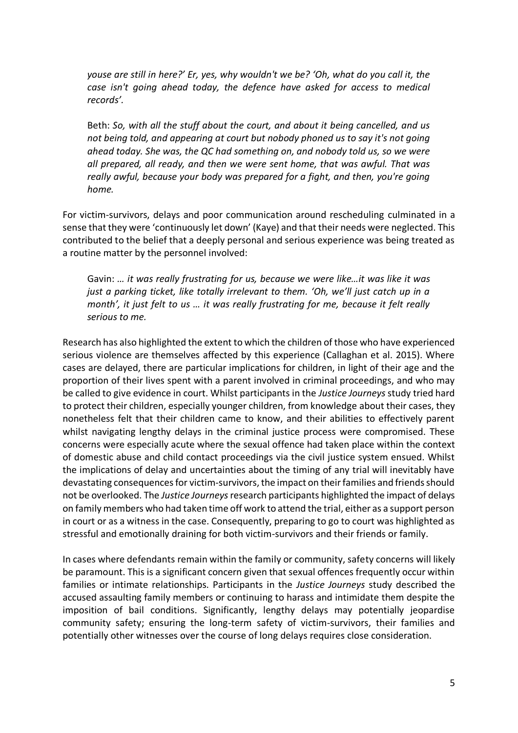*youse are still in here?' Er, yes, why wouldn't we be? 'Oh, what do you call it, the case isn't going ahead today, the defence have asked for access to medical records'.*

Beth: *So, with all the stuff about the court, and about it being cancelled, and us not being told, and appearing at court but nobody phoned us to say it's not going ahead today. She was, the QC had something on, and nobody told us, so we were all prepared, all ready, and then we were sent home, that was awful. That was really awful, because your body was prepared for a fight, and then, you're going home.*

For victim-survivors, delays and poor communication around rescheduling culminated in a sense that they were 'continuously let down' (Kaye) and that their needs were neglected. This contributed to the belief that a deeply personal and serious experience was being treated as a routine matter by the personnel involved:

Gavin: *… it was really frustrating for us, because we were like…it was like it was just a parking ticket, like totally irrelevant to them. 'Oh, we'll just catch up in a month', it just felt to us … it was really frustrating for me, because it felt really serious to me.*

Research has also highlighted the extent to which the children of those who have experienced serious violence are themselves affected by this experience (Callaghan et al. 2015). Where cases are delayed, there are particular implications for children, in light of their age and the proportion of their lives spent with a parent involved in criminal proceedings, and who may be called to give evidence in court. Whilst participants in the *Justice Journeys* study tried hard to protect their children, especially younger children, from knowledge about their cases, they nonetheless felt that their children came to know, and their abilities to effectively parent whilst navigating lengthy delays in the criminal justice process were compromised. These concerns were especially acute where the sexual offence had taken place within the context of domestic abuse and child contact proceedings via the civil justice system ensued. Whilst the implications of delay and uncertainties about the timing of any trial will inevitably have devastating consequences for victim-survivors, the impact on their families and friends should not be overlooked. The *Justice Journeys* research participants highlighted the impact of delays on family members who had taken time off work to attend the trial, either as a support person in court or as a witness in the case. Consequently, preparing to go to court was highlighted as stressful and emotionally draining for both victim-survivors and their friends or family.

In cases where defendants remain within the family or community, safety concerns will likely be paramount. This is a significant concern given that sexual offences frequently occur within families or intimate relationships. Participants in the *Justice Journeys* study described the accused assaulting family members or continuing to harass and intimidate them despite the imposition of bail conditions. Significantly, lengthy delays may potentially jeopardise community safety; ensuring the long-term safety of victim-survivors, their families and potentially other witnesses over the course of long delays requires close consideration.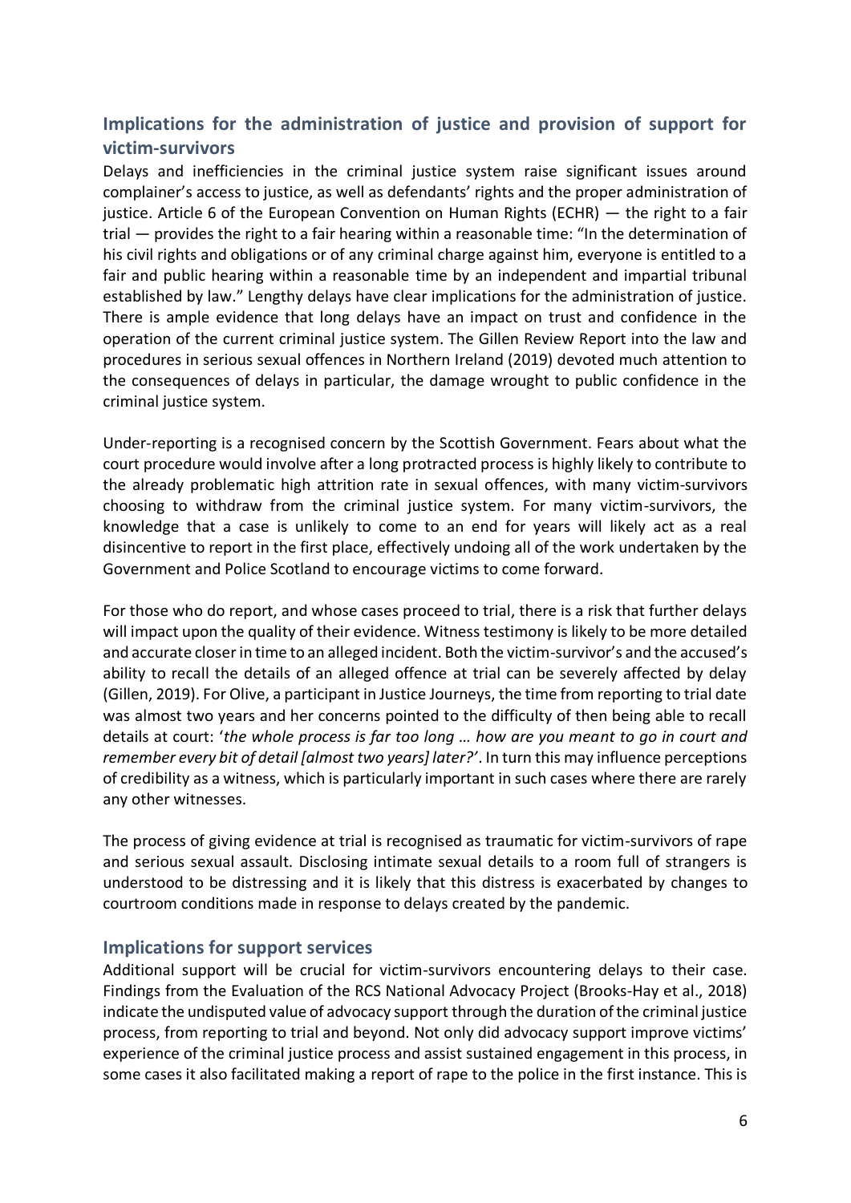## Implications for the administration of justice and provision of support for victim-survivors

Delays and inefficiencies in the criminal justice system raise significant issues around complainer's access to justice, as well as defendants' rights and the proper administration of justice. Article 6 of the European Convention on Human Rights (ECHR) — the right to a fair trial — provides the right to a fair hearing within a reasonable time: "In the determination of his civil rights and obligations or of any criminal charge against him, everyone is entitled to a fair and public hearing within a reasonable time by an independent and impartial tribunal established by law." Lengthy delays have clear implications for the administration of justice. There is ample evidence that long delays have an impact on trust and confidence in the operation of the current criminal justice system. The Gillen Review Report into the law and procedures in serious sexual offences in Northern Ireland (2019) devoted much attention to the consequences of delays in particular, the damage wrought to public confidence in the criminal justice system.

Under-reporting is a recognised concern by the Scottish Government. Fears about what the court procedure would involve after a long protracted process is highly likely to contribute to the already problematic high attrition rate in sexual offences, with many victim-survivors choosing to withdraw from the criminal justice system. For many victim-survivors, the knowledge that a case is unlikely to come to an end for years will likely act as a real disincentive to report in the first place, effectively undoing all of the work undertaken by the Government and Police Scotland to encourage victims to come forward.

For those who do report, and whose cases proceed to trial, there is a risk that further delays will impact upon the quality of their evidence. Witness testimony is likely to be more detailed and accurate closer in time to an alleged incident. Both the victim-survivor's and the accused's ability to recall the details of an alleged offence at trial can be severely affected by delay (Gillen, 2019). For Olive, a participant in Justice Journeys, the time from reporting to trial date was almost two years and her concerns pointed to the difficulty of then being able to recall details at court: '*the whole process is far too long … how are you meant to go in court and remember every bit of detail [almost two years] later?*'. In turn this may influence perceptions of credibility as a witness, which is particularly important in such cases where there are rarely any other witnesses.

The process of giving evidence at trial is recognised as traumatic for victim-survivors of rape and serious sexual assault. Disclosing intimate sexual details to a room full of strangers is understood to be distressing and it is likely that this distress is exacerbated by changes to courtroom conditions made in response to delays created by the pandemic.

## Implications for support services

Additional support will be crucial for victim-survivors encountering delays to their case. Findings from the Evaluation of the RCS National Advocacy Project (Brooks-Hay et al., 2018) indicate the undisputed value of advocacy support through the duration of the criminal justice process, from reporting to trial and beyond. Not only did advocacy support improve victims' experience of the criminal justice process and assist sustained engagement in this process, in some cases it also facilitated making a report of rape to the police in the first instance. This is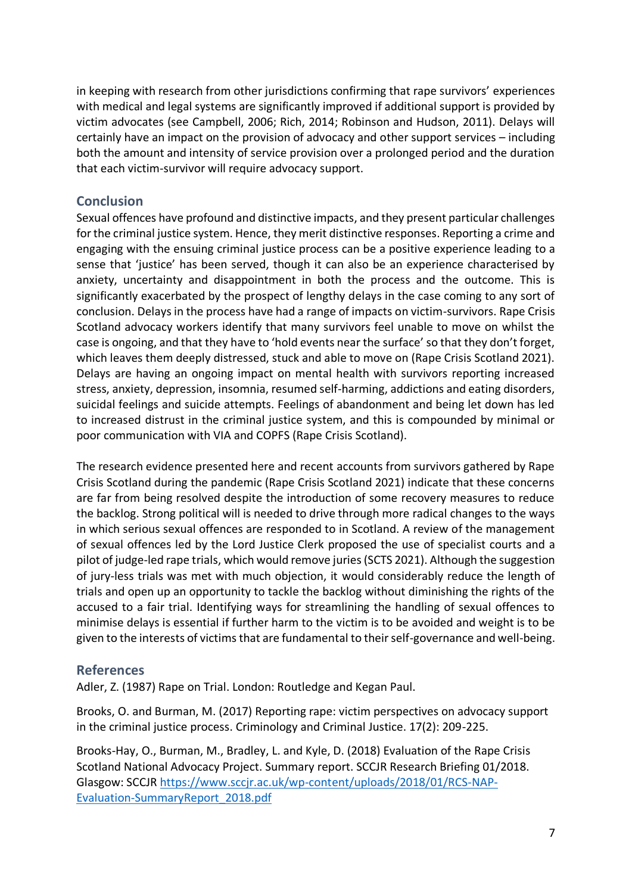in keeping with research from other jurisdictions confirming that rape survivors' experiences with medical and legal systems are significantly improved if additional support is provided by victim advocates (see Campbell, 2006; Rich, 2014; Robinson and Hudson, 2011). Delays will certainly have an impact on the provision of advocacy and other support services – including both the amount and intensity of service provision over a prolonged period and the duration that each victim-survivor will require advocacy support.

## Conclusion

Sexual offences have profound and distinctive impacts, and they present particular challenges for the criminal justice system. Hence, they merit distinctive responses. Reporting a crime and engaging with the ensuing criminal justice process can be a positive experience leading to a sense that 'justice' has been served, though it can also be an experience characterised by anxiety, uncertainty and disappointment in both the process and the outcome. This is significantly exacerbated by the prospect of lengthy delays in the case coming to any sort of conclusion. Delays in the process have had a range of impacts on victim-survivors. Rape Crisis Scotland advocacy workers identify that many survivors feel unable to move on whilst the case is ongoing, and that they have to 'hold events near the surface' so that they don't forget, which leaves them deeply distressed, stuck and able to move on (Rape Crisis Scotland 2021). Delays are having an ongoing impact on mental health with survivors reporting increased stress, anxiety, depression, insomnia, resumed self-harming, addictions and eating disorders, suicidal feelings and suicide attempts. Feelings of abandonment and being let down has led to increased distrust in the criminal justice system, and this is compounded by minimal or poor communication with VIA and COPFS (Rape Crisis Scotland).

The research evidence presented here and recent accounts from survivors gathered by Rape Crisis Scotland during the pandemic (Rape Crisis Scotland 2021) indicate that these concerns are far from being resolved despite the introduction of some recovery measures to reduce the backlog. Strong political will is needed to drive through more radical changes to the ways in which serious sexual offences are responded to in Scotland. A review of the management of sexual offences led by the Lord Justice Clerk proposed the use of specialist courts and a pilot of judge-led rape trials, which would remove juries (SCTS 2021). Although the suggestion of jury-less trials was met with much objection, it would considerably reduce the length of trials and open up an opportunity to tackle the backlog without diminishing the rights of the accused to a fair trial. Identifying ways for streamlining the handling of sexual offences to minimise delays is essential if further harm to the victim is to be avoided and weight is to be given to the interests of victims that are fundamental to their self-governance and well-being.

## References

Adler, Z. (1987) Rape on Trial. London: Routledge and Kegan Paul.

Brooks, O. and Burman, M. (2017) Reporting rape: victim perspectives on advocacy support in the criminal justice process. Criminology and Criminal Justice. 17(2): 209-225.

Brooks-Hay, O., Burman, M., Bradley, L. and Kyle, D. (2018) Evaluation of the Rape Crisis Scotland National Advocacy Project. Summary report. SCCJR Research Briefing 01/2018. Glasgow: SCCJR https://www.sccjr.ac.uk/wp-content/uploads/2018/01/RCS-NAP-Evaluation-SummaryReport_2018.pdf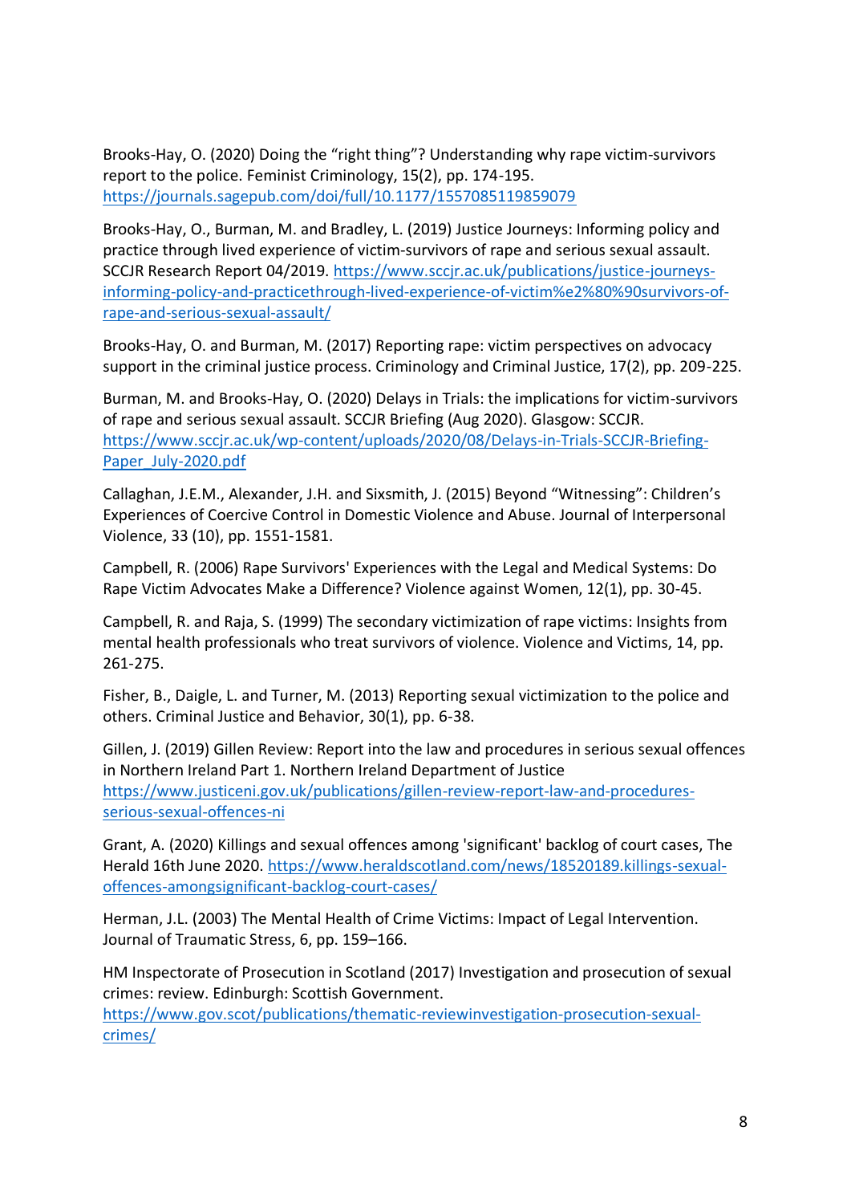Brooks-Hay, O. (2020) Doing the "right thing"? Understanding why rape victim-survivors report to the police. Feminist Criminology, 15(2), pp. 174-195. https://journals.sagepub.com/doi/full/10.1177/1557085119859079

Brooks-Hay, O., Burman, M. and Bradley, L. (2019) Justice Journeys: Informing policy and practice through lived experience of victim-survivors of rape and serious sexual assault. SCCJR Research Report 04/2019. https://www.sccjr.ac.uk/publications/justice-journeys-informing-policy-and-practicethrough-lived-experience-of-victim%e2%80%90survivors-of-rape-and-serious-sexual-assault/

Brooks-Hay, O. and Burman, M. (2017) Reporting rape: victim perspectives on advocacy support in the criminal justice process. Criminology and Criminal Justice, 17(2), pp. 209-225.

Burman, M. and Brooks-Hay, O. (2020) Delays in Trials: the implications for victim-survivors of rape and serious sexual assault. SCCJR Briefing (Aug 2020). Glasgow: SCCJR. https://www.sccjr.ac.uk/wp-content/uploads/2020/08/Delays-in-Trials-SCCJR-Briefing-Paper_July-2020.pdf

Callaghan, J.E.M., Alexander, J.H. and Sixsmith, J. (2015) Beyond "Witnessing": Children's Experiences of Coercive Control in Domestic Violence and Abuse. Journal of Interpersonal Violence, 33 (10), pp. 1551-1581.

Campbell, R. (2006) Rape Survivors' Experiences with the Legal and Medical Systems: Do Rape Victim Advocates Make a Difference? Violence against Women, 12(1), pp. 30-45.

Campbell, R. and Raja, S. (1999) The secondary victimization of rape victims: Insights from mental health professionals who treat survivors of violence. Violence and Victims, 14, pp. 261-275.

Fisher, B., Daigle, L. and Turner, M. (2013) Reporting sexual victimization to the police and others. Criminal Justice and Behavior, 30(1), pp. 6-38.

Gillen, J. (2019) Gillen Review: Report into the law and procedures in serious sexual offences in Northern Ireland Part 1. Northern Ireland Department of Justice https://www.justiceni.gov.uk/publications/gillen-review-report-law-and-procedures-serious-sexual-offences-ni

Grant, A. (2020) Killings and sexual offences among 'significant' backlog of court cases, The Herald 16th June 2020. https://www.heraldscotland.com/news/18520189.killings-sexual-offences-amongsignificant-backlog-court-cases/

Herman, J.L. (2003) The Mental Health of Crime Victims: Impact of Legal Intervention. Journal of Traumatic Stress, 6, pp. 159–166.

HM Inspectorate of Prosecution in Scotland (2017) Investigation and prosecution of sexual crimes: review. Edinburgh: Scottish Government. https://www.gov.scot/publications/thematic-reviewinvestigation-prosecution-sexual-crimes/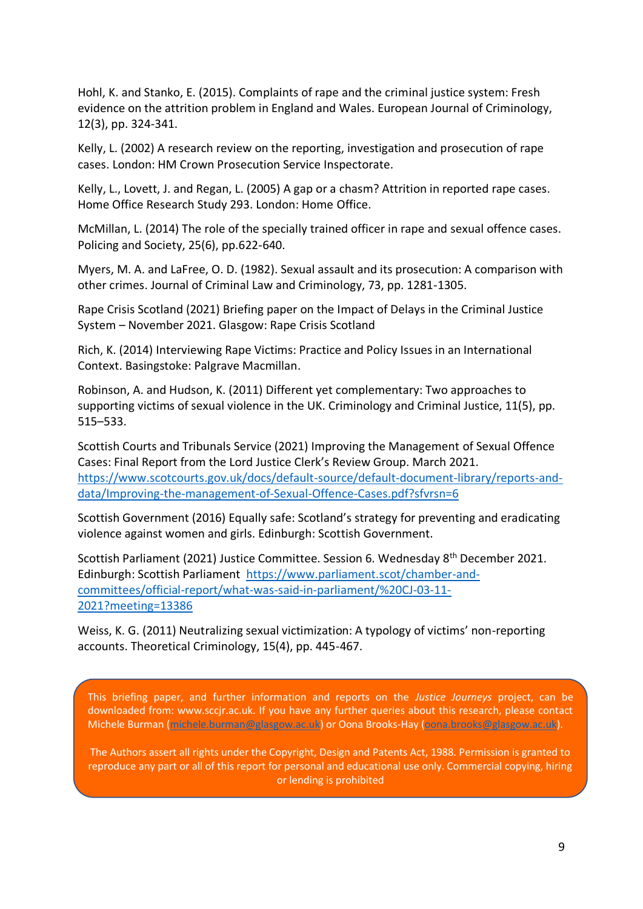Hohl, K. and Stanko, E. (2015). Complaints of rape and the criminal justice system: Fresh evidence on the attrition problem in England and Wales. European Journal of Criminology, 12(3), pp. 324-341.

Kelly, L. (2002) A research review on the reporting, investigation and prosecution of rape cases. London: HM Crown Prosecution Service Inspectorate.

Kelly, L., Lovett, J. and Regan, L. (2005) A gap or a chasm? Attrition in reported rape cases. Home Office Research Study 293. London: Home Office.

McMillan, L. (2014) The role of the specially trained officer in rape and sexual offence cases. Policing and Society, 25(6), pp.622-640.

Myers, M. A. and LaFree, O. D. (1982). Sexual assault and its prosecution: A comparison with other crimes. Journal of Criminal Law and Criminology, 73, pp. 1281-1305.

Rape Crisis Scotland (2021) Briefing paper on the Impact of Delays in the Criminal Justice System – November 2021. Glasgow: Rape Crisis Scotland

Rich, K. (2014) Interviewing Rape Victims: Practice and Policy Issues in an International Context. Basingstoke: Palgrave Macmillan.

Robinson, A. and Hudson, K. (2011) Different yet complementary: Two approaches to supporting victims of sexual violence in the UK. Criminology and Criminal Justice, 11(5), pp. 515–533.

Scottish Courts and Tribunals Service (2021) Improving the Management of Sexual Offence Cases: Final Report from the Lord Justice Clerk's Review Group. March 2021. https://www.scotcourts.gov.uk/docs/default-source/default-document-library/reports-and-data/Improving-the-management-of-Sexual-Offence-Cases.pdf?sfvrsn=6

Scottish Government (2016) Equally safe: Scotland's strategy for preventing and eradicating violence against women and girls. Edinburgh: Scottish Government.

Scottish Parliament (2021) Justice Committee. Session 6. Wednesday 8th December 2021. Edinburgh: Scottish Parliament https://www.parliament.scot/chamber-and-committees/official-report/what-was-said-in-parliament/%20CJ-03-11-2021?meeting=13386

Weiss, K. G. (2011) Neutralizing sexual victimization: A typology of victims' non-reporting accounts. Theoretical Criminology, 15(4), pp. 445-467.

This briefing paper, and further information and reports on the *Justice Journeys* project, can be downloaded from: www.sccjr.ac.uk. If you have any further queries about this research, please contact Michele Burman (michele.burman@glasgow.ac.uk) or Oona Brooks-Hay (oona.brooks@glasgow.ac.uk).

The Authors assert all rights under the Copyright, Design and Patents Act, 1988. Permission is granted to reproduce any part or all of this report for personal and educational use only. Commercial copying, hiring or lending is prohibited